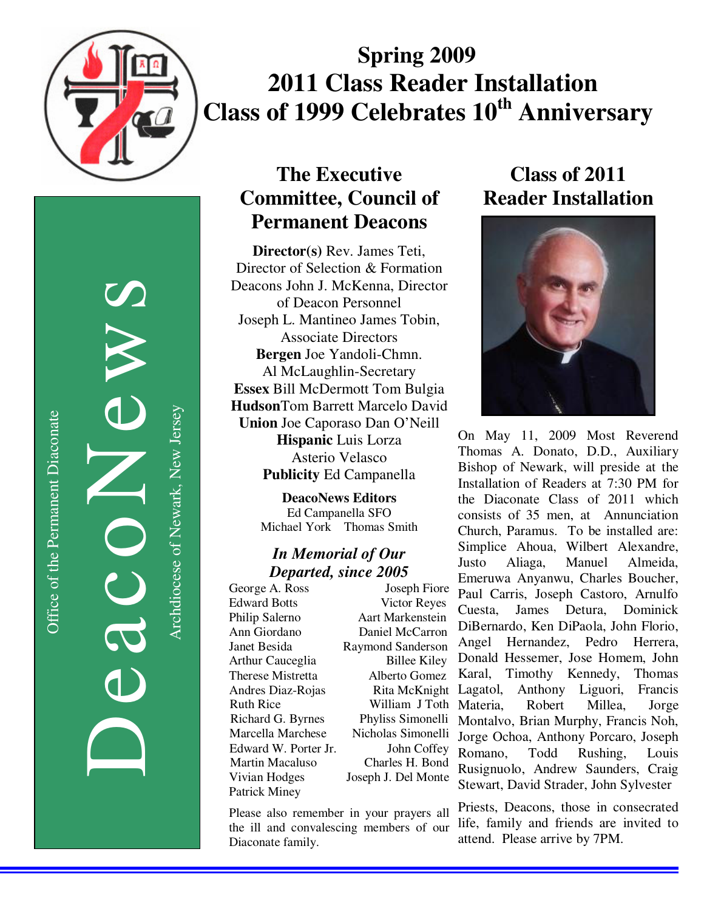# Spring 2009
# 2011 Class Reader Installation
# Class of 1999 Celebrates 10th Anniversary

DeacoNews

Office of the Permanent Diaconate

Archdiocese of Newark, New Jersey

## The Executive Committee, Council of Permanent Deacons

**Director(s)** Rev. James Teti, Director of Selection & Formation
Deacons John J. McKenna, Director of Deacon Personnel
Joseph L. Mantineo James Tobin, Associate Directors
**Bergen** Joe Yandoli-Chmn.
Al McLaughlin-Secretary
**Essex** Bill McDermott Tom Bulgia
**Hudson** Tom Barrett Marcelo David
**Union** Joe Caporaso Dan O'Neill
**Hispanic** Luis Lorza
Asterio Velasco
**Publicity** Ed Campanella

**DeacoNews Editors**
Ed Campanella SFO
Michael York Thomas Smith

### *In Memorial of Our Departed, since 2005*

| | |
|---|---|
| George A. Ross | Joseph Fiore |
| Edward Botts | Victor Reyes |
| Philip Salerno | Aart Markenstein |
| Ann Giordano | Daniel McCarron |
| Janet Besida | Raymond Sanderson |
| Arthur Cauceglia | Billee Kiley |
| Therese Mistretta | Alberto Gomez |
| Andres Diaz-Rojas | Rita McKnight |
| Ruth Rice | William J Toth |
| Richard G. Byrnes | Phyliss Simonelli |
| Marcella Marchese | Nicholas Simonelli |
| Edward W. Porter Jr. | John Coffey |
| Martin Macaluso | Charles H. Bond |
| Vivian Hodges | Joseph J. Del Monte |
| Patrick Miney | |

Please also remember in your prayers all the ill and convalescing members of our Diaconate family.

## Class of 2011 Reader Installation

On May 11, 2009 Most Reverend Thomas A. Donato, D.D., Auxiliary Bishop of Newark, will preside at the Installation of Readers at 7:30 PM for the Diaconate Class of 2011 which consists of 35 men, at Annunciation Church, Paramus. To be installed are: Simplice Ahoua, Wilbert Alexandre, Justo Aliaga, Manuel Almeida, Emeruwa Anyanwu, Charles Boucher, Paul Carris, Joseph Castoro, Arnulfo Cuesta, James Detura, Dominick DiBernardo, Ken DiPaola, John Florio, Angel Hernandez, Pedro Herrera, Donald Hessemer, Jose Homem, John Karal, Timothy Kennedy, Thomas Lagatol, Anthony Liguori, Francis Materia, Robert Millea, Jorge Montalvo, Brian Murphy, Francis Noh, Jorge Ochoa, Anthony Porcaro, Joseph Romano, Todd Rushing, Louis Rusignuolo, Andrew Saunders, Craig Stewart, David Strader, John Sylvester

Priests, Deacons, those in consecrated life, family and friends are invited to attend. Please arrive by 7PM.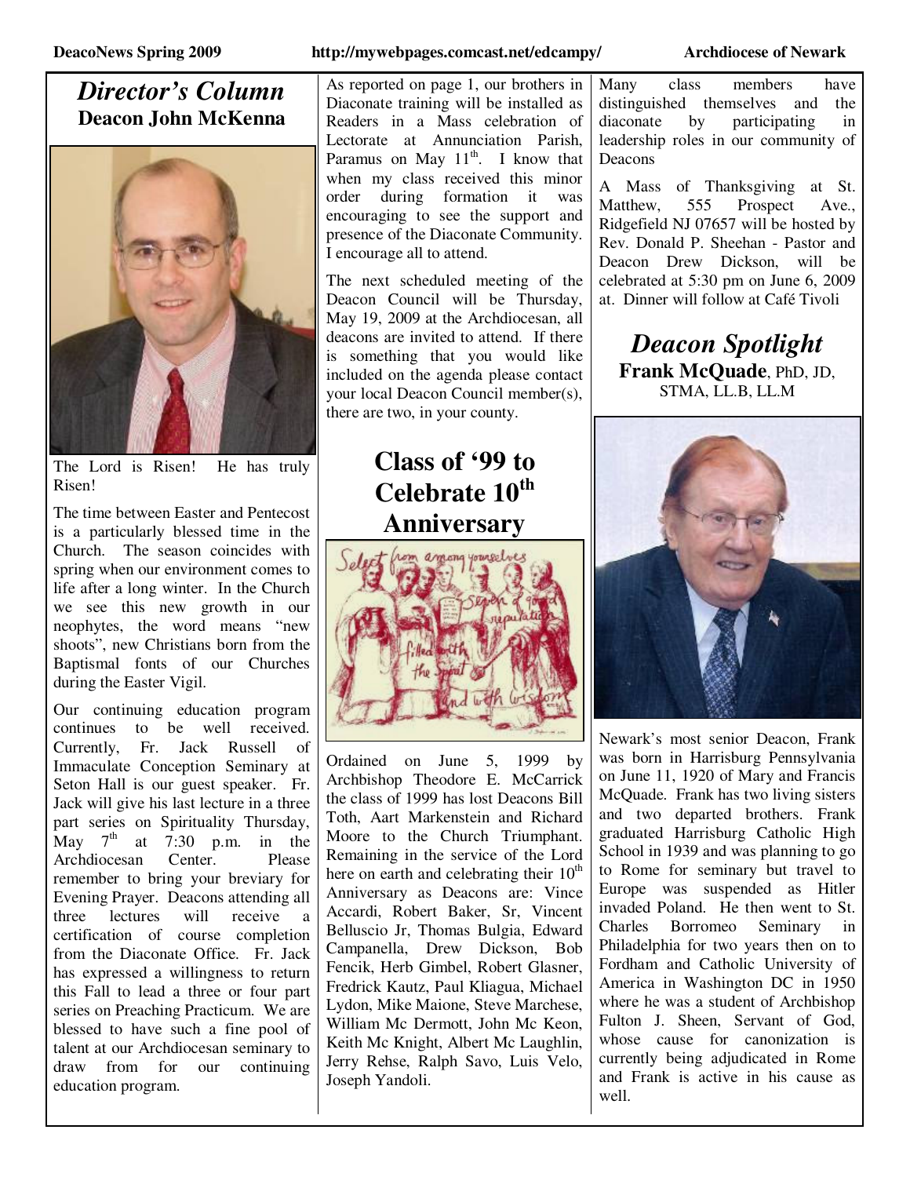# *Director's Column*

## Deacon John McKenna

The Lord is Risen! He has truly Risen!

The time between Easter and Pentecost is a particularly blessed time in the Church. The season coincides with spring when our environment comes to life after a long winter. In the Church we see this new growth in our neophytes, the word means "new shoots", new Christians born from the Baptismal fonts of our Churches during the Easter Vigil.

Our continuing education program continues to be well received. Currently, Fr. Jack Russell of Immaculate Conception Seminary at Seton Hall is our guest speaker. Fr. Jack will give his last lecture in a three part series on Spirituality Thursday, May 7th at 7:30 p.m. in the Archdiocesan Center. Please remember to bring your breviary for Evening Prayer. Deacons attending all three lectures will receive a certification of course completion from the Diaconate Office. Fr. Jack has expressed a willingness to return this Fall to lead a three or four part series on Preaching Practicum. We are blessed to have such a fine pool of talent at our Archdiocesan seminary to draw from for our continuing education program.

As reported on page 1, our brothers in Diaconate training will be installed as Readers in a Mass celebration of Lectorate at Annunciation Parish, Paramus on May 11th. I know that when my class received this minor order during formation it was encouraging to see the support and presence of the Diaconate Community. I encourage all to attend.

The next scheduled meeting of the Deacon Council will be Thursday, May 19, 2009 at the Archdiocesan, all deacons are invited to attend. If there is something that you would like included on the agenda please contact your local Deacon Council member(s), there are two, in your county.

# Class of '99 to Celebrate 10th Anniversary

Ordained on June 5, 1999 by Archbishop Theodore E. McCarrick the class of 1999 has lost Deacons Bill Toth, Aart Markenstein and Richard Moore to the Church Triumphant. Remaining in the service of the Lord here on earth and celebrating their 10th Anniversary as Deacons are: Vince Accardi, Robert Baker, Sr, Vincent Belluscio Jr, Thomas Bulgia, Edward Campanella, Drew Dickson, Bob Fencik, Herb Gimbel, Robert Glasner, Fredrick Kautz, Paul Kliagua, Michael Lydon, Mike Maione, Steve Marchese, William Mc Dermott, John Mc Keon, Keith Mc Knight, Albert Mc Laughlin, Jerry Rehse, Ralph Savo, Luis Velo, Joseph Yandoli.

Many class members have distinguished themselves and the diaconate by participating in leadership roles in our community of Deacons

A Mass of Thanksgiving at St. Matthew, 555 Prospect Ave., Ridgefield NJ 07657 will be hosted by Rev. Donald P. Sheehan - Pastor and Deacon Drew Dickson, will be celebrated at 5:30 pm on June 6, 2009 at. Dinner will follow at Café Tivoli

# *Deacon Spotlight*

**Frank McQuade**, PhD, JD, STMA, LL.B, LL.M

Newark's most senior Deacon, Frank was born in Harrisburg Pennsylvania on June 11, 1920 of Mary and Francis McQuade. Frank has two living sisters and two departed brothers. Frank graduated Harrisburg Catholic High School in 1939 and was planning to go to Rome for seminary but travel to Europe was suspended as Hitler invaded Poland. He then went to St. Charles Borromeo Seminary in Philadelphia for two years then on to Fordham and Catholic University of America in Washington DC in 1950 where he was a student of Archbishop Fulton J. Sheen, Servant of God, whose cause for canonization is currently being adjudicated in Rome and Frank is active in his cause as well.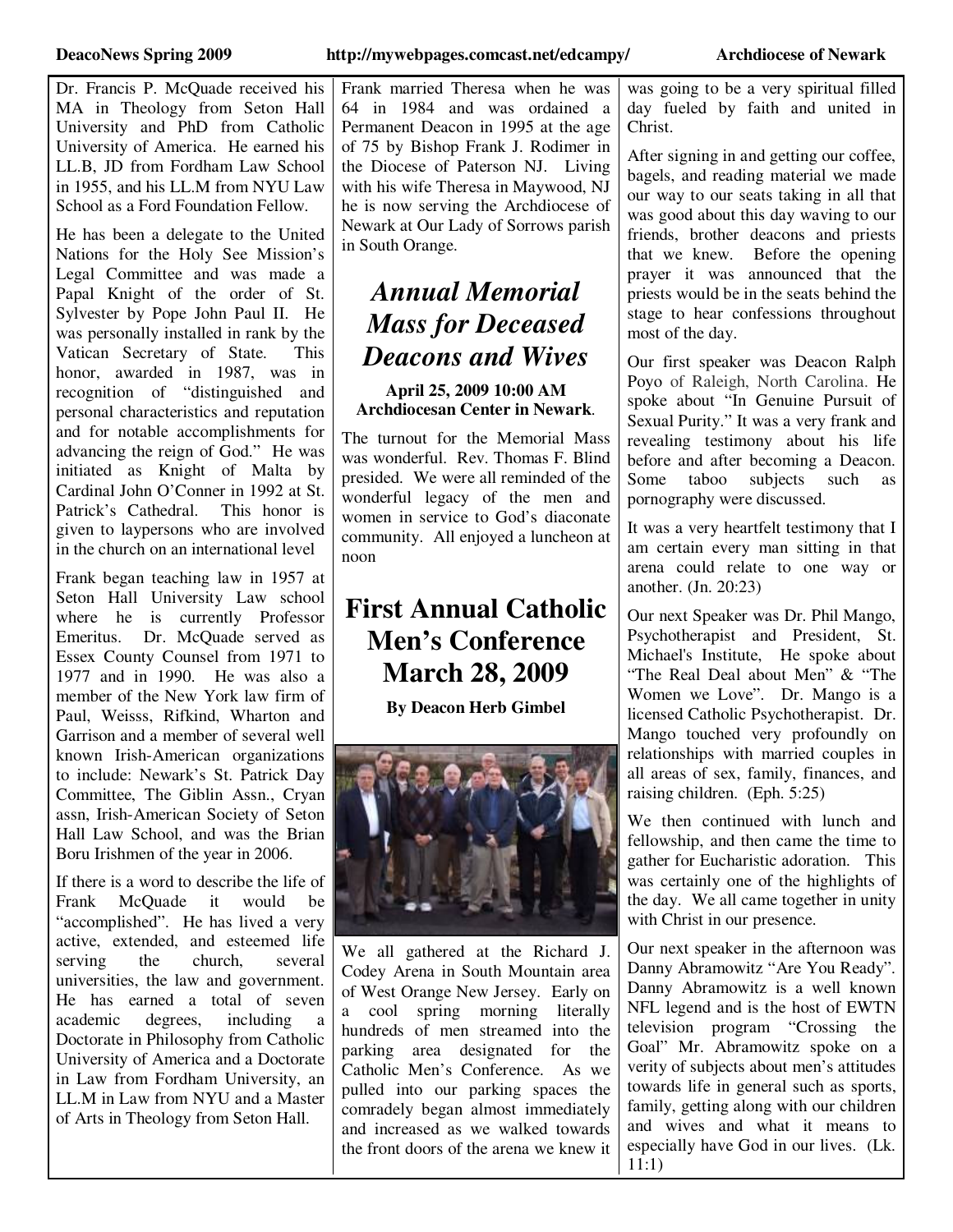Dr. Francis P. McQuade received his MA in Theology from Seton Hall University and PhD from Catholic University of America. He earned his LL.B, JD from Fordham Law School in 1955, and his LL.M from NYU Law School as a Ford Foundation Fellow.

He has been a delegate to the United Nations for the Holy See Mission's Legal Committee and was made a Papal Knight of the order of St. Sylvester by Pope John Paul II. He was personally installed in rank by the Vatican Secretary of State. This honor, awarded in 1987, was in recognition of "distinguished and personal characteristics and reputation and for notable accomplishments for advancing the reign of God." He was initiated as Knight of Malta by Cardinal John O'Conner in 1992 at St. Patrick's Cathedral. This honor is given to laypersons who are involved in the church on an international level

Frank began teaching law in 1957 at Seton Hall University Law school where he is currently Professor Emeritus. Dr. McQuade served as Essex County Counsel from 1971 to 1977 and in 1990. He was also a member of the New York law firm of Paul, Weisss, Rifkind, Wharton and Garrison and a member of several well known Irish-American organizations to include: Newark's St. Patrick Day Committee, The Giblin Assn., Cryan assn, Irish-American Society of Seton Hall Law School, and was the Brian Boru Irishmen of the year in 2006.

If there is a word to describe the life of Frank McQuade it would be "accomplished". He has lived a very active, extended, and esteemed life serving the church, several universities, the law and government. He has earned a total of seven academic degrees, including a Doctorate in Philosophy from Catholic University of America and a Doctorate in Law from Fordham University, an LL.M in Law from NYU and a Master of Arts in Theology from Seton Hall.

Frank married Theresa when he was 64 in 1984 and was ordained a Permanent Deacon in 1995 at the age of 75 by Bishop Frank J. Rodimer in the Diocese of Paterson NJ. Living with his wife Theresa in Maywood, NJ he is now serving the Archdiocese of Newark at Our Lady of Sorrows parish in South Orange.

## *Annual Memorial Mass for Deceased Deacons and Wives*

**April 25, 2009 10:00 AM**
**Archdiocesan Center in Newark**.

The turnout for the Memorial Mass was wonderful. Rev. Thomas F. Blind presided. We were all reminded of the wonderful legacy of the men and women in service to God's diaconate community. All enjoyed a luncheon at noon

## First Annual Catholic Men's Conference March 28, 2009

**By Deacon Herb Gimbel**

We all gathered at the Richard J. Codey Arena in South Mountain area of West Orange New Jersey. Early on a cool spring morning literally hundreds of men streamed into the parking area designated for the Catholic Men's Conference. As we pulled into our parking spaces the comradely began almost immediately and increased as we walked towards the front doors of the arena we knew it was going to be a very spiritual filled day fueled by faith and united in Christ.

After signing in and getting our coffee, bagels, and reading material we made our way to our seats taking in all that was good about this day waving to our friends, brother deacons and priests that we knew. Before the opening prayer it was announced that the priests would be in the seats behind the stage to hear confessions throughout most of the day.

Our first speaker was Deacon Ralph Poyo of Raleigh, North Carolina. He spoke about "In Genuine Pursuit of Sexual Purity." It was a very frank and revealing testimony about his life before and after becoming a Deacon. Some taboo subjects such as pornography were discussed.

It was a very heartfelt testimony that I am certain every man sitting in that arena could relate to one way or another. (Jn. 20:23)

Our next Speaker was Dr. Phil Mango, Psychotherapist and President, St. Michael's Institute, He spoke about "The Real Deal about Men" & "The Women we Love". Dr. Mango is a licensed Catholic Psychotherapist. Dr. Mango touched very profoundly on relationships with married couples in all areas of sex, family, finances, and raising children. (Eph. 5:25)

We then continued with lunch and fellowship, and then came the time to gather for Eucharistic adoration. This was certainly one of the highlights of the day. We all came together in unity with Christ in our presence.

Our next speaker in the afternoon was Danny Abramowitz "Are You Ready". Danny Abramowitz is a well known NFL legend and is the host of EWTN television program "Crossing the Goal" Mr. Abramowitz spoke on a verity of subjects about men's attitudes towards life in general such as sports, family, getting along with our children and wives and what it means to especially have God in our lives. (Lk. 11:1)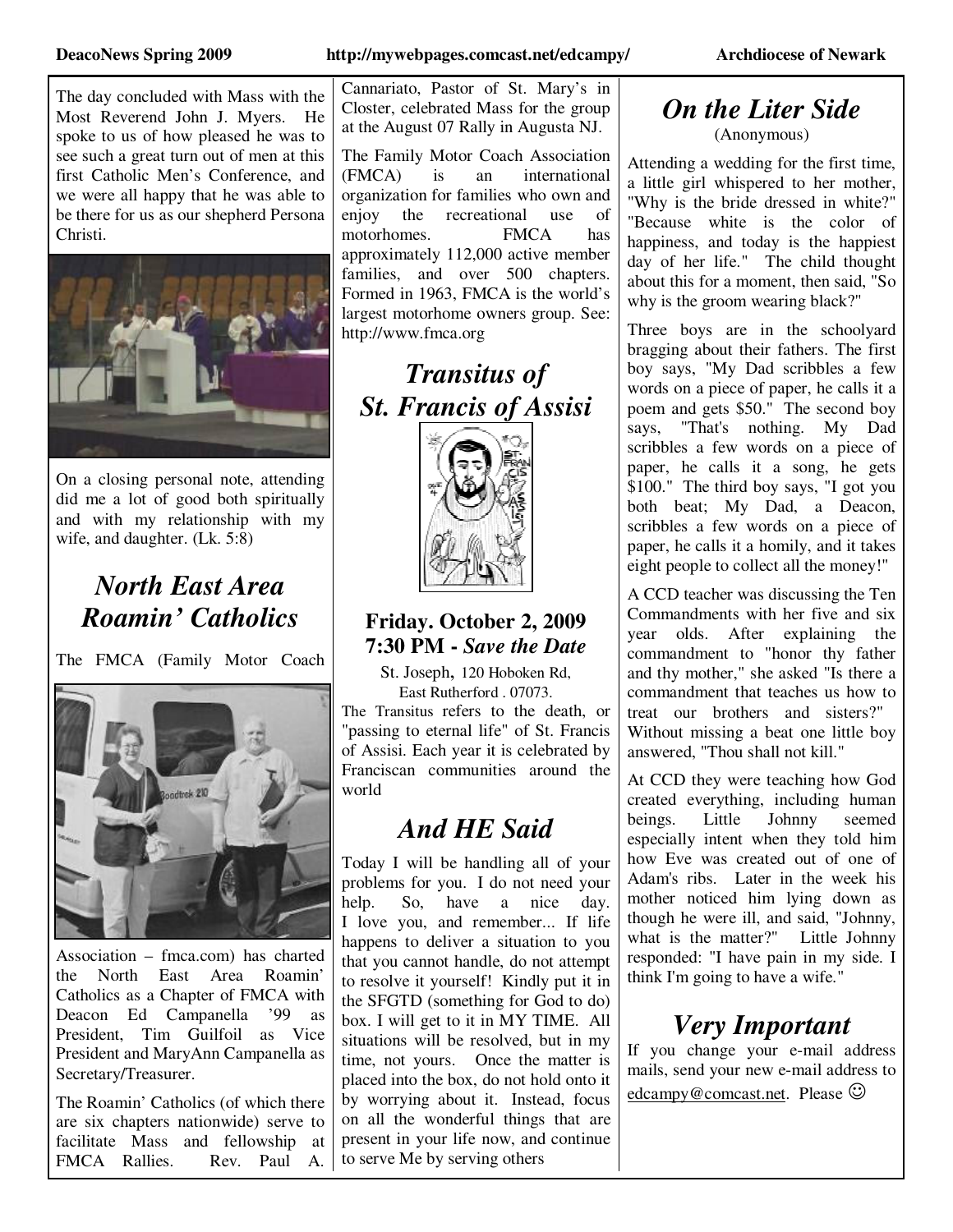The day concluded with Mass with the Most Reverend John J. Myers. He spoke to us of how pleased he was to see such a great turn out of men at this first Catholic Men's Conference, and we were all happy that he was able to be there for us as our shepherd Persona Christi.

On a closing personal note, attending did me a lot of good both spiritually and with my relationship with my wife, and daughter. (Lk. 5:8)

# *North East Area Roamin' Catholics*

The FMCA (Family Motor Coach Association – fmca.com) has charted the North East Area Roamin' Catholics as a Chapter of FMCA with Deacon Ed Campanella '99 as President, Tim Guilfoil as Vice President and MaryAnn Campanella as Secretary/Treasurer.

The Roamin' Catholics (of which there are six chapters nationwide) serve to facilitate Mass and fellowship at FMCA Rallies. Rev. Paul A. Cannariato, Pastor of St. Mary's in Closter, celebrated Mass for the group at the August 07 Rally in Augusta NJ.

The Family Motor Coach Association (FMCA) is an international organization for families who own and enjoy the recreational use of motorhomes. FMCA has approximately 112,000 active member families, and over 500 chapters. Formed in 1963, FMCA is the world's largest motorhome owners group. See: http://www.fmca.org

# *Transitus of St. Francis of Assisi*

**Friday. October 2, 2009**
**7:30 PM - *Save the Date***

St. Joseph, 120 Hoboken Rd,
East Rutherford . 07073.

The Transitus refers to the death, or "passing to eternal life" of St. Francis of Assisi. Each year it is celebrated by Franciscan communities around the world

# *And HE Said*

Today I will be handling all of your problems for you. I do not need your help. So, have a nice day. I love you, and remember... If life happens to deliver a situation to you that you cannot handle, do not attempt to resolve it yourself! Kindly put it in the SFGTD (something for God to do) box. I will get to it in MY TIME. All situations will be resolved, but in my time, not yours. Once the matter is placed into the box, do not hold onto it by worrying about it. Instead, focus on all the wonderful things that are present in your life now, and continue to serve Me by serving others

# *On the Liter Side*

(Anonymous)

Attending a wedding for the first time, a little girl whispered to her mother, "Why is the bride dressed in white?" "Because white is the color of happiness, and today is the happiest day of her life." The child thought about this for a moment, then said, "So why is the groom wearing black?"

Three boys are in the schoolyard bragging about their fathers. The first boy says, "My Dad scribbles a few words on a piece of paper, he calls it a poem and gets $50." The second boy says, "That's nothing. My Dad scribbles a few words on a piece of paper, he calls it a song, he gets $100." The third boy says, "I got you both beat; My Dad, a Deacon, scribbles a few words on a piece of paper, he calls it a homily, and it takes eight people to collect all the money!"

A CCD teacher was discussing the Ten Commandments with her five and six year olds. After explaining the commandment to "honor thy father and thy mother," she asked "Is there a commandment that teaches us how to treat our brothers and sisters?" Without missing a beat one little boy answered, "Thou shall not kill."

At CCD they were teaching how God created everything, including human beings. Little Johnny seemed especially intent when they told him how Eve was created out of one of Adam's ribs. Later in the week his mother noticed him lying down as though he were ill, and said, "Johnny, what is the matter?" Little Johnny responded: "I have pain in my side. I think I'm going to have a wife."

# *Very Important*

If you change your e-mail address mails, send your new e-mail address to edcampy@comcast.net. Please ☺